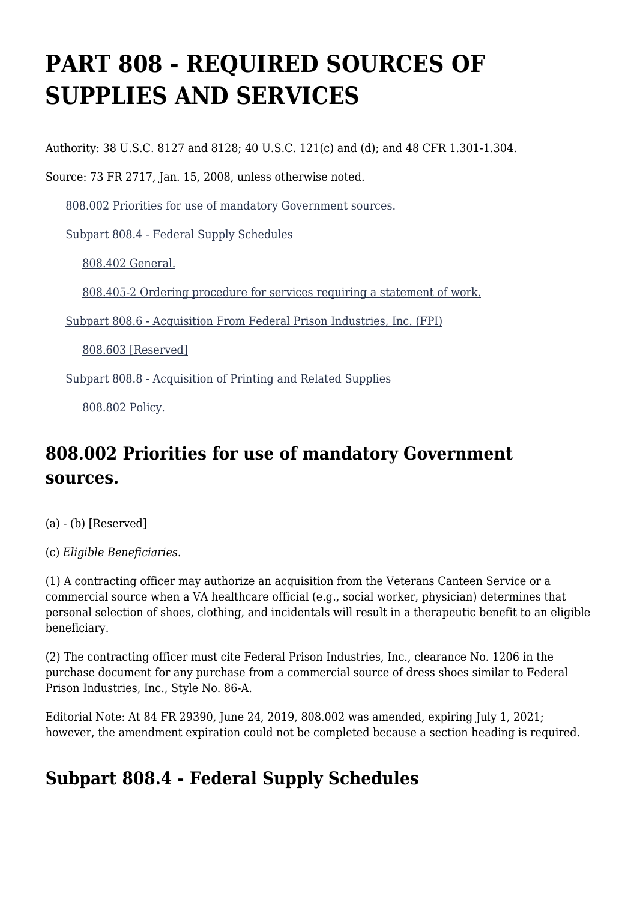# PART 808 - REQUIRED SOURCES OF SUPPLIES AND SERVICES

Authority: 38 U.S.C. 8127 and 8128; 40 U.S.C. 121(c) and (d); and 48 CFR 1.301-1.304.

Source: 73 FR 2717, Jan. 15, 2008, unless otherwise noted.

- 808.002 Priorities for use of mandatory Government sources.
- Subpart 808.4 - Federal Supply Schedules
  - 808.402 General.
  - 808.405-2 Ordering procedure for services requiring a statement of work.
- Subpart 808.6 - Acquisition From Federal Prison Industries, Inc. (FPI)
  - 808.603 [Reserved]
- Subpart 808.8 - Acquisition of Printing and Related Supplies
  - 808.802 Policy.

## 808.002 Priorities for use of mandatory Government sources.

(a) - (b) [Reserved]

(c) *Eligible Beneficiaries.*

(1) A contracting officer may authorize an acquisition from the Veterans Canteen Service or a commercial source when a VA healthcare official (e.g., social worker, physician) determines that personal selection of shoes, clothing, and incidentals will result in a therapeutic benefit to an eligible beneficiary.

(2) The contracting officer must cite Federal Prison Industries, Inc., clearance No. 1206 in the purchase document for any purchase from a commercial source of dress shoes similar to Federal Prison Industries, Inc., Style No. 86-A.

Editorial Note: At 84 FR 29390, June 24, 2019, 808.002 was amended, expiring July 1, 2021; however, the amendment expiration could not be completed because a section heading is required.

## Subpart 808.4 - Federal Supply Schedules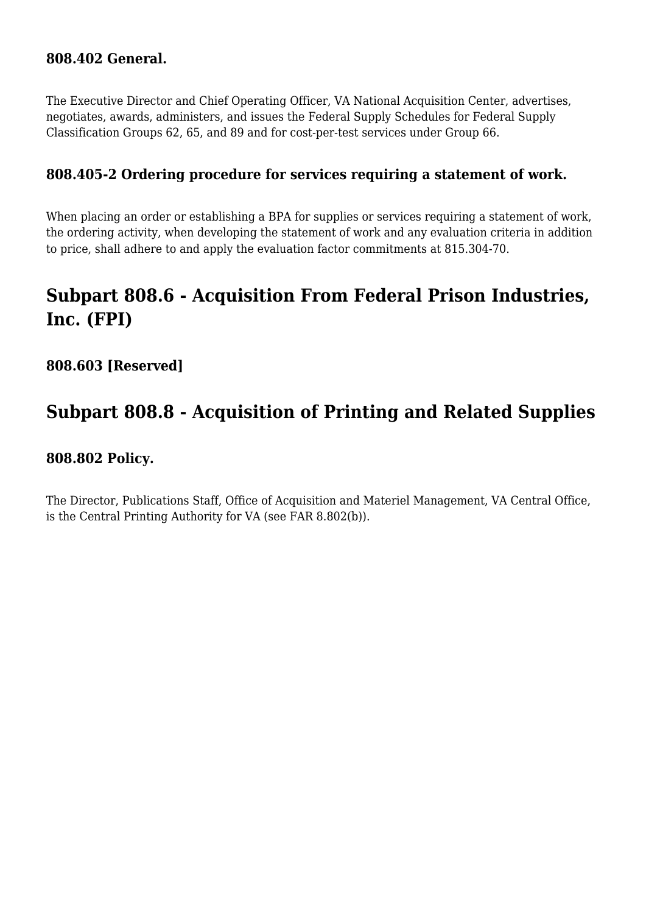### 808.402 General.

The Executive Director and Chief Operating Officer, VA National Acquisition Center, advertises, negotiates, awards, administers, and issues the Federal Supply Schedules for Federal Supply Classification Groups 62, 65, and 89 and for cost-per-test services under Group 66.

### 808.405-2 Ordering procedure for services requiring a statement of work.

When placing an order or establishing a BPA for supplies or services requiring a statement of work, the ordering activity, when developing the statement of work and any evaluation criteria in addition to price, shall adhere to and apply the evaluation factor commitments at 815.304-70.

## Subpart 808.6 - Acquisition From Federal Prison Industries, Inc. (FPI)

### 808.603 [Reserved]

## Subpart 808.8 - Acquisition of Printing and Related Supplies

### 808.802 Policy.

The Director, Publications Staff, Office of Acquisition and Materiel Management, VA Central Office, is the Central Printing Authority for VA (see FAR 8.802(b)).